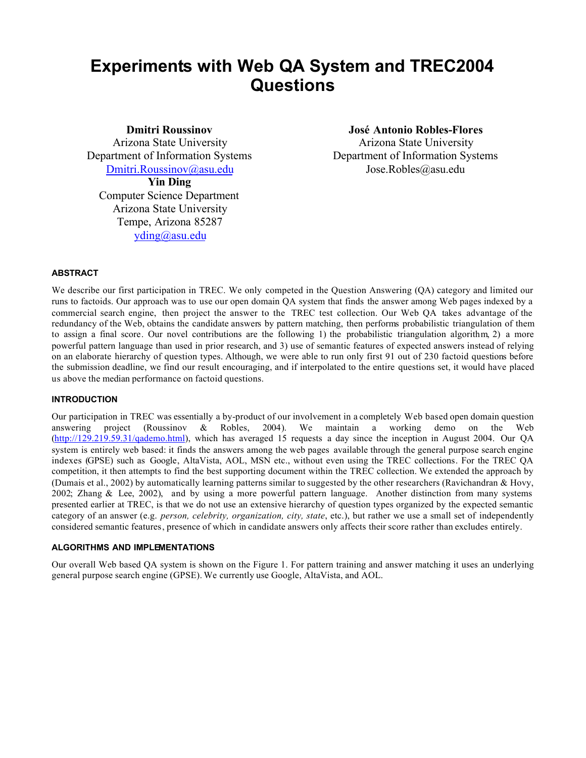# Experiments with Web QA System and TREC2004 Questions

**Dmitri Roussinov**
Arizona State University
Department of Information Systems
Dmitri.Roussinov@asu.edu

**Yin Ding**
Computer Science Department
Arizona State University
Tempe, Arizona 85287
yding@asu.edu

**José Antonio Robles-Flores**
Arizona State University
Department of Information Systems
Jose.Robles@asu.edu

### ABSTRACT

We describe our first participation in TREC. We only competed in the Question Answering (QA) category and limited our runs to factoids. Our approach was to use our open domain QA system that finds the answer among Web pages indexed by a commercial search engine, then project the answer to the TREC test collection. Our Web QA takes advantage of the redundancy of the Web, obtains the candidate answers by pattern matching, then performs probabilistic triangulation of them to assign a final score. Our novel contributions are the following 1) the probabilistic triangulation algorithm, 2) a more powerful pattern language than used in prior research, and 3) use of semantic features of expected answers instead of relying on an elaborate hierarchy of question types. Although, we were able to run only first 91 out of 230 factoid questions before the submission deadline, we find our result encouraging, and if interpolated to the entire questions set, it would have placed us above the median performance on factoid questions.

### INTRODUCTION

Our participation in TREC was essentially a by-product of our involvement in a completely Web based open domain question answering project (Roussinov & Robles, 2004). We maintain a working demo on the Web (http://129.219.59.31/qademo.html), which has averaged 15 requests a day since the inception in August 2004. Our QA system is entirely web based: it finds the answers among the web pages available through the general purpose search engine indexes (GPSE) such as Google, AltaVista, AOL, MSN etc., without even using the TREC collections. For the TREC QA competition, it then attempts to find the best supporting document within the TREC collection. We extended the approach by (Dumais et al., 2002) by automatically learning patterns similar to suggested by the other researchers (Ravichandran & Hovy, 2002; Zhang & Lee, 2002), and by using a more powerful pattern language. Another distinction from many systems presented earlier at TREC, is that we do not use an extensive hierarchy of question types organized by the expected semantic category of an answer (e.g. *person, celebrity, organization, city, state*, etc.), but rather we use a small set of independently considered semantic features, presence of which in candidate answers only affects their score rather than excludes entirely.

### ALGORITHMS AND IMPLEMENTATIONS

Our overall Web based QA system is shown on the Figure 1. For pattern training and answer matching it uses an underlying general purpose search engine (GPSE). We currently use Google, AltaVista, and AOL.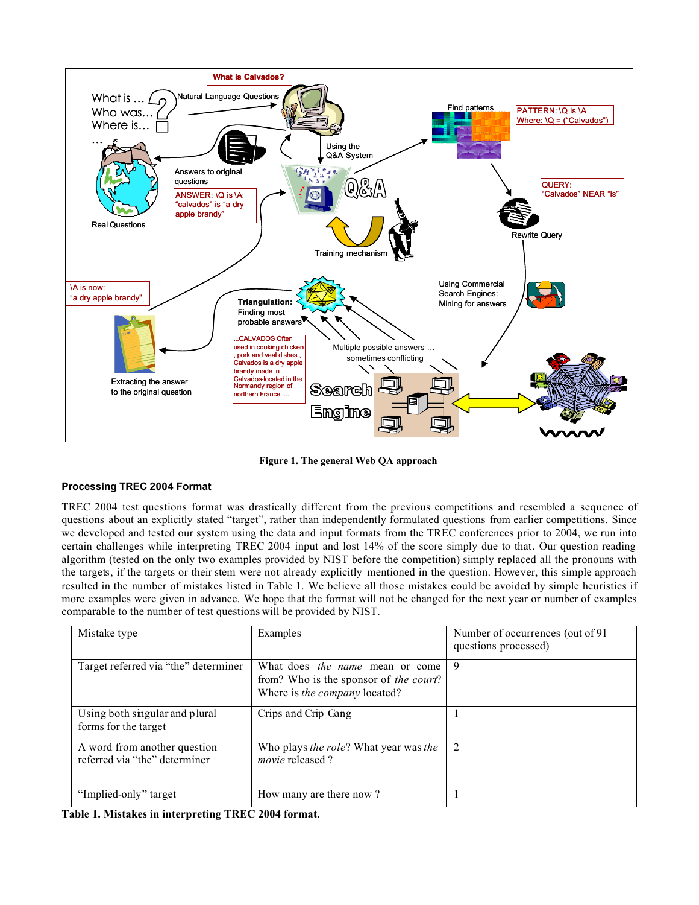**Figure 1. The general Web QA approach**

### Processing TREC 2004 Format

TREC 2004 test questions format was drastically different from the previous competitions and resembled a sequence of questions about an explicitly stated "target", rather than independently formulated questions from earlier competitions. Since we developed and tested our system using the data and input formats from the TREC conferences prior to 2004, we run into certain challenges while interpreting TREC 2004 input and lost 14% of the score simply due to that. Our question reading algorithm (tested on the only two examples provided by NIST before the competition) simply replaced all the pronouns with the targets, if the targets or their stem were not already explicitly mentioned in the question. However, this simple approach resulted in the number of mistakes listed in Table 1. We believe all those mistakes could be avoided by simple heuristics if more examples were given in advance. We hope that the format will not be changed for the next year or number of examples comparable to the number of test questions will be provided by NIST.

| Mistake type | Examples | Number of occurrences (out of 91 questions processed) |
|---|---|---|
| Target referred via "the" determiner | What does *the name* mean or come from? Who is the sponsor of *the court*? Where is *the company* located? | 9 |
| Using both singular and plural forms for the target | Crips and Crip Gang | 1 |
| A word from another question referred via "the" determiner | Who plays *the role*? What year was *the movie* released ? | 2 |
| "Implied-only" target | How many are there now ? | 1 |

**Table 1. Mistakes in interpreting TREC 2004 format.**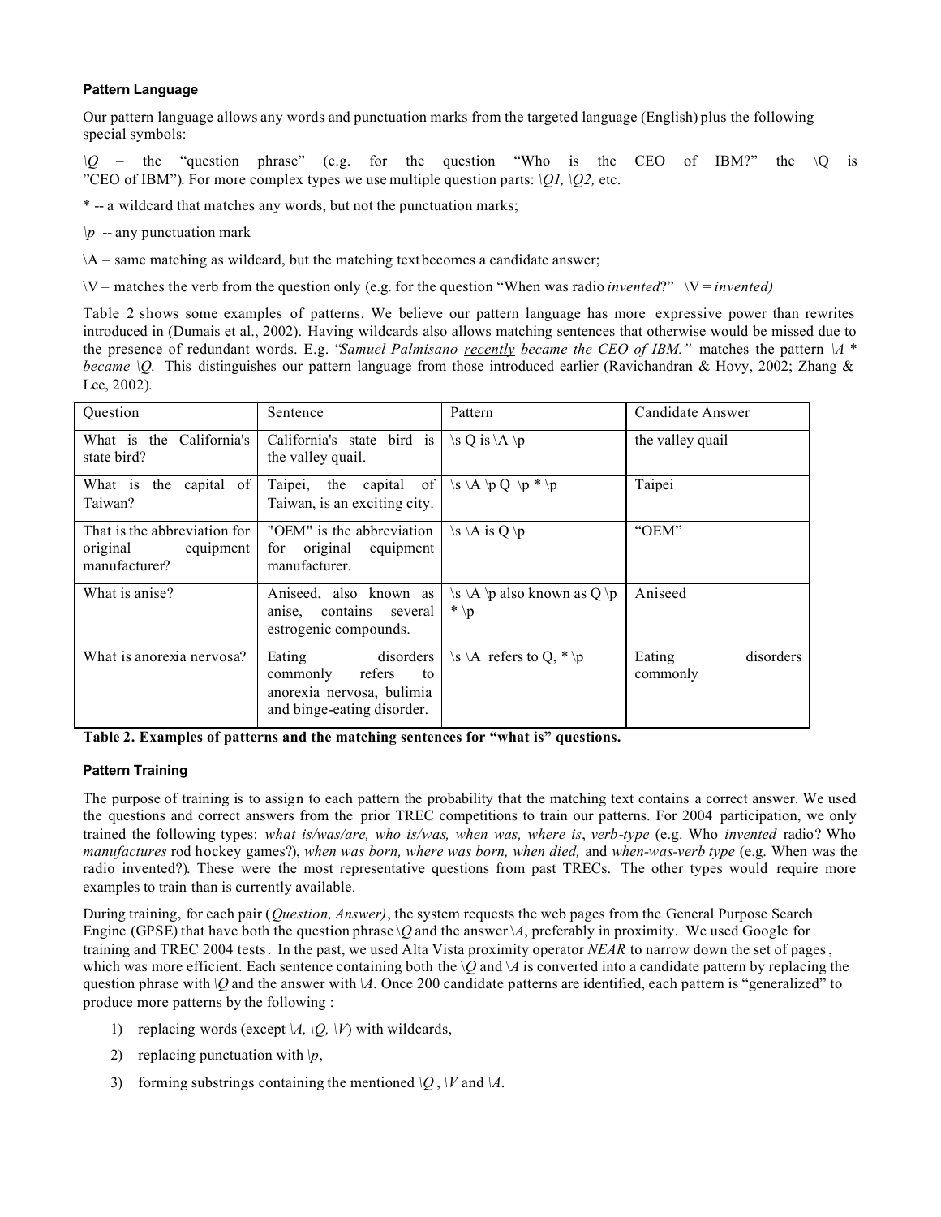#### Pattern Language

Our pattern language allows any words and punctuation marks from the targeted language (English) plus the following special symbols:

*\Q* – the "question phrase" (e.g. for the question "Who is the CEO of IBM?" the \Q is "CEO of IBM"). For more complex types we use multiple question parts: *\Q1, \Q2,* etc.

\* -- a wildcard that matches any words, but not the punctuation marks;

*\p* -- any punctuation mark

\A – same matching as wildcard, but the matching text becomes a candidate answer;

\V – matches the verb from the question only (e.g. for the question "When was radio *invented*?" \V = *invented)*

Table 2 shows some examples of patterns. We believe our pattern language has more expressive power than rewrites introduced in (Dumais et al., 2002). Having wildcards also allows matching sentences that otherwise would be missed due to the presence of redundant words. E.g. "*Samuel Palmisano recently became the CEO of IBM."* matches the pattern *\A \* became \Q*. This distinguishes our pattern language from those introduced earlier (Ravichandran & Hovy, 2002; Zhang & Lee, 2002).

| Question | Sentence | Pattern | Candidate Answer |
|---|---|---|---|
| What is the California's state bird? | California's state bird is the valley quail. | \s Q is \A \p | the valley quail |
| What is the capital of Taiwan? | Taipei, the capital of Taiwan, is an exciting city. | \s \A \p Q \p * \p | Taipei |
| That is the abbreviation for original equipment manufacturer? | "OEM" is the abbreviation for original equipment manufacturer. | \s \A is Q \p | "OEM" |
| What is anise? | Aniseed, also known as anise, contains several estrogenic compounds. | \s \A \p also known as Q \p * \p | Aniseed |
| What is anorexia nervosa? | Eating disorders commonly refers to anorexia nervosa, bulimia and binge-eating disorder. | \s \A refers to Q, * \p | Eating disorders commonly |

**Table 2. Examples of patterns and the matching sentences for "what is" questions.**

#### Pattern Training

The purpose of training is to assign to each pattern the probability that the matching text contains a correct answer. We used the questions and correct answers from the prior TREC competitions to train our patterns. For 2004 participation, we only trained the following types: *what is/was/are, who is/was, when was, where is*, *verb-type* (e.g. Who *invented* radio? Who *manufactures* rod hockey games?), *when was born, where was born, when died,* and *when-was-verb type* (e.g. When was the radio invented?). These were the most representative questions from past TRECs. The other types would require more examples to train than is currently available.

During training, for each pair (*Question, Answer)*, the system requests the web pages from the General Purpose Search Engine (GPSE) that have both the question phrase *\Q* and the answer *\A*, preferably in proximity. We used Google for training and TREC 2004 tests. In the past, we used Alta Vista proximity operator *NEAR* to narrow down the set of pages, which was more efficient. Each sentence containing both the *\Q* and *\A* is converted into a candidate pattern by replacing the question phrase with *\Q* and the answer with *\A*. Once 200 candidate patterns are identified, each pattern is "generalized" to produce more patterns by the following :

1) replacing words (except *\A, \Q, \V*) with wildcards,
2) replacing punctuation with *\p*,
3) forming substrings containing the mentioned *\Q* , *\V* and *\A*.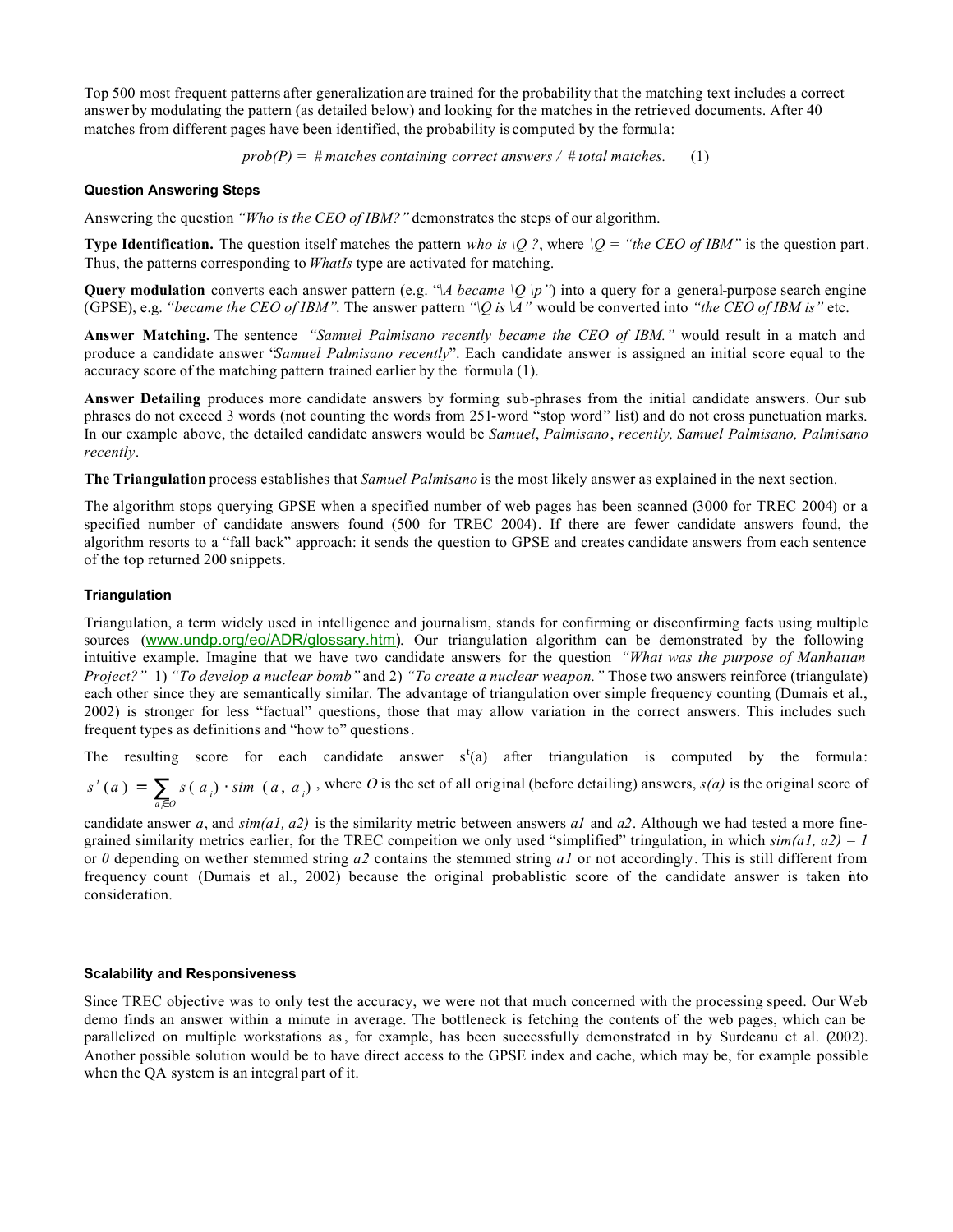Top 500 most frequent patterns after generalization are trained for the probability that the matching text includes a correct answer by modulating the pattern (as detailed below) and looking for the matches in the retrieved documents. After 40 matches from different pages have been identified, the probability is computed by the formula:

$$prob(P) = \#\,matches\ containing\ correct\ answers\ /\ \#\,total\ matches. \quad (1)$$

### Question Answering Steps

Answering the question *"Who is the CEO of IBM?"* demonstrates the steps of our algorithm.

**Type Identification.** The question itself matches the pattern *who is \Q ?*, where *\Q = "the CEO of IBM"* is the question part. Thus, the patterns corresponding to *WhatIs* type are activated for matching.

**Query modulation** converts each answer pattern (e.g. "*\A became \Q \p"*) into a query for a general-purpose search engine (GPSE), e.g. *"became the CEO of IBM"*. The answer pattern *"\Q is \A"* would be converted into *"the CEO of IBM is"* etc.

**Answer Matching.** The sentence *"Samuel Palmisano recently became the CEO of IBM."* would result in a match and produce a candidate answer "*Samuel Palmisano recently*". Each candidate answer is assigned an initial score equal to the accuracy score of the matching pattern trained earlier by the formula (1).

**Answer Detailing** produces more candidate answers by forming sub-phrases from the initial candidate answers. Our sub phrases do not exceed 3 words (not counting the words from 251-word "stop word" list) and do not cross punctuation marks. In our example above, the detailed candidate answers would be *Samuel*, *Palmisano*, *recently, Samuel Palmisano, Palmisano recently*.

**The Triangulation** process establishes that *Samuel Palmisano* is the most likely answer as explained in the next section.

The algorithm stops querying GPSE when a specified number of web pages has been scanned (3000 for TREC 2004) or a specified number of candidate answers found (500 for TREC 2004). If there are fewer candidate answers found, the algorithm resorts to a "fall back" approach: it sends the question to GPSE and creates candidate answers from each sentence of the top returned 200 snippets.

### Triangulation

Triangulation, a term widely used in intelligence and journalism, stands for confirming or disconfirming facts using multiple sources (www.undp.org/eo/ADR/glossary.htm). Our triangulation algorithm can be demonstrated by the following intuitive example. Imagine that we have two candidate answers for the question *"What was the purpose of Manhattan Project?"* 1) *"To develop a nuclear bomb"* and 2) *"To create a nuclear weapon."* Those two answers reinforce (triangulate) each other since they are semantically similar. The advantage of triangulation over simple frequency counting (Dumais et al., 2002) is stronger for less "factual" questions, those that may allow variation in the correct answers. This includes such frequent types as definitions and "how to" questions.

The resulting score for each candidate answer $s^t(a)$ after triangulation is computed by the formula: $s^t(a) = \sum_{a_i \in O} s(a_i) \cdot sim(a, a_i)$, where *O* is the set of all original (before detailing) answers, *s(a)* is the original score of candidate answer *a*, and *sim(a1, a2)* is the similarity metric between answers *a1* and *a2*. Although we had tested a more fine-grained similarity metrics earlier, for the TREC compeition we only used "simplified" tringulation, in which *sim(a1, a2) = 1* or *0* depending on wether stemmed string *a2* contains the stemmed string *a1* or not accordingly. This is still different from frequency count (Dumais et al., 2002) because the original probablistic score of the candidate answer is taken into consideration.

### Scalability and Responsiveness

Since TREC objective was to only test the accuracy, we were not that much concerned with the processing speed. Our Web demo finds an answer within a minute in average. The bottleneck is fetching the contents of the web pages, which can be parallelized on multiple workstations as, for example, has been successfully demonstrated in by Surdeanu et al. (2002). Another possible solution would be to have direct access to the GPSE index and cache, which may be, for example possible when the QA system is an integral part of it.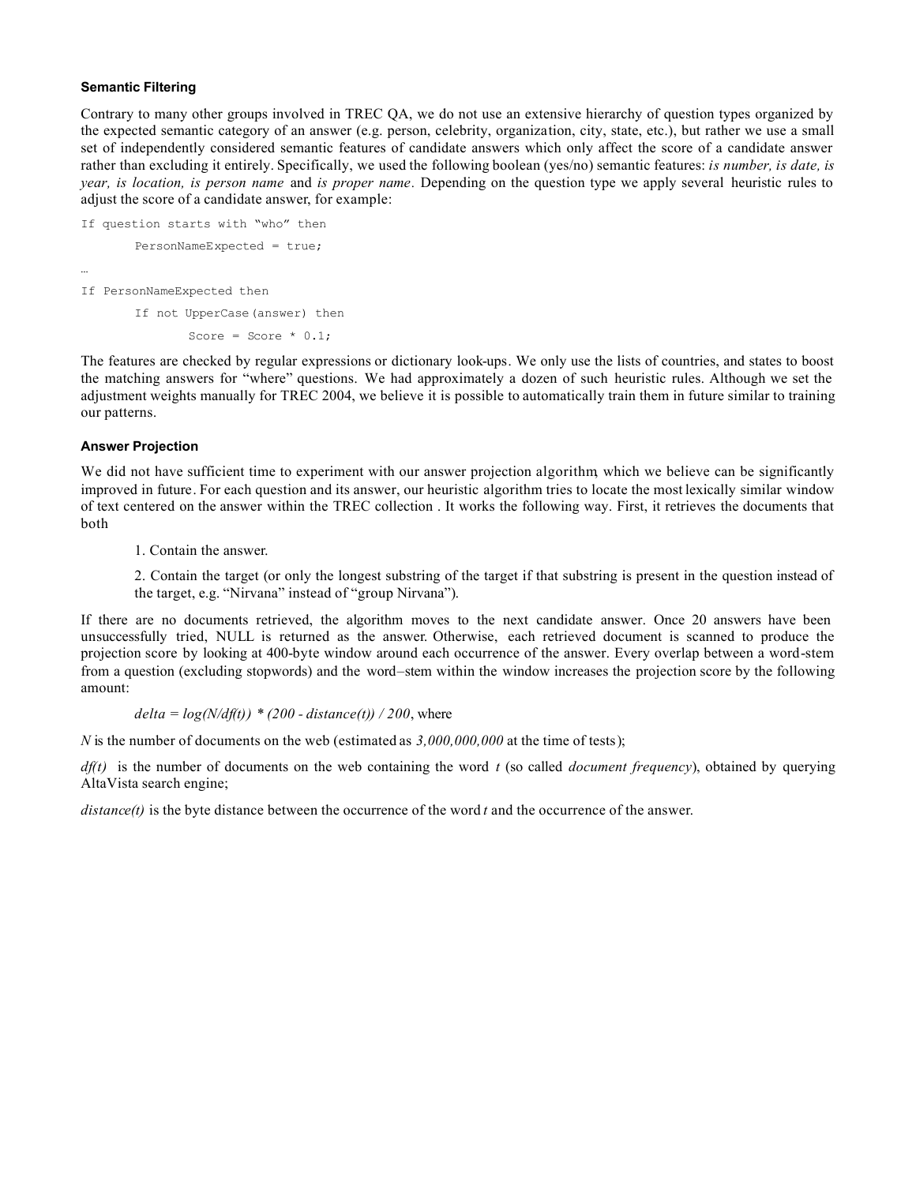### Semantic Filtering

Contrary to many other groups involved in TREC QA, we do not use an extensive hierarchy of question types organized by the expected semantic category of an answer (e.g. person, celebrity, organization, city, state, etc.), but rather we use a small set of independently considered semantic features of candidate answers which only affect the score of a candidate answer rather than excluding it entirely. Specifically, we used the following boolean (yes/no) semantic features: *is number, is date, is year, is location, is person name* and *is proper name*. Depending on the question type we apply several heuristic rules to adjust the score of a candidate answer, for example:

```
If question starts with "who" then
        PersonNameExpected = true;
…
If PersonNameExpected then
        If not UpperCase(answer) then
                Score = Score * 0.1;
```

The features are checked by regular expressions or dictionary look-ups. We only use the lists of countries, and states to boost the matching answers for "where" questions. We had approximately a dozen of such heuristic rules. Although we set the adjustment weights manually for TREC 2004, we believe it is possible to automatically train them in future similar to training our patterns.

### Answer Projection

We did not have sufficient time to experiment with our answer projection algorithm, which we believe can be significantly improved in future. For each question and its answer, our heuristic algorithm tries to locate the most lexically similar window of text centered on the answer within the TREC collection . It works the following way. First, it retrieves the documents that both

1. Contain the answer.

2. Contain the target (or only the longest substring of the target if that substring is present in the question instead of the target, e.g. "Nirvana" instead of "group Nirvana").

If there are no documents retrieved, the algorithm moves to the next candidate answer. Once 20 answers have been unsuccessfully tried, NULL is returned as the answer. Otherwise, each retrieved document is scanned to produce the projection score by looking at 400-byte window around each occurrence of the answer. Every overlap between a word-stem from a question (excluding stopwords) and the word–stem within the window increases the projection score by the following amount:

$delta = log(N/df(t)) * (200 - distance(t)) / 200$, where

$N$ is the number of documents on the web (estimated as *3,000,000,000* at the time of tests);

$df(t)$ is the number of documents on the web containing the word $t$ (so called *document frequency*), obtained by querying AltaVista search engine;

$distance(t)$ is the byte distance between the occurrence of the word $t$ and the occurrence of the answer.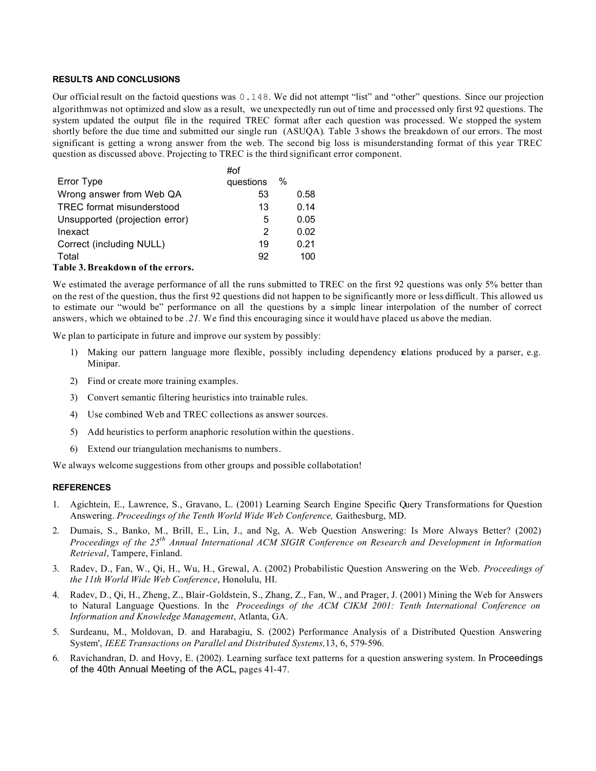### RESULTS AND CONCLUSIONS

Our official result on the factoid questions was 0.148. We did not attempt "list" and "other" questions. Since our projection algorithmwas not optimized and slow as a result, we unexpectedly run out of time and processed only first 92 questions. The system updated the output file in the required TREC format after each question was processed. We stopped the system shortly before the due time and submitted our single run (ASUQA). Table 3 shows the breakdown of our errors. The most significant is getting a wrong answer from the web. The second big loss is misunderstanding format of this year TREC question as discussed above. Projecting to TREC is the third significant error component.

| Error Type | #of questions | % |
|---|---|---|
| Wrong answer from Web QA | 53 | 0.58 |
| TREC format misunderstood | 13 | 0.14 |
| Unsupported (projection error) | 5 | 0.05 |
| Inexact | 2 | 0.02 |
| Correct (including NULL) | 19 | 0.21 |
| Total | 92 | 100 |

**Table 3. Breakdown of the errors.**

We estimated the average performance of all the runs submitted to TREC on the first 92 questions was only 5% better than on the rest of the question, thus the first 92 questions did not happen to be significantly more or less difficult. This allowed us to estimate our "would be" performance on all the questions by a simple linear interpolation of the number of correct answers, which we obtained to be *.21.* We find this encouraging since it would have placed us above the median.

We plan to participate in future and improve our system by possibly:

1) Making our pattern language more flexible, possibly including dependency relations produced by a parser, e.g. Minipar.
2) Find or create more training examples.
3) Convert semantic filtering heuristics into trainable rules.
4) Use combined Web and TREC collections as answer sources.
5) Add heuristics to perform anaphoric resolution within the questions.
6) Extend our triangulation mechanisms to numbers.

We always welcome suggestions from other groups and possible collabotation!

### REFERENCES

1. Agichtein, E., Lawrence, S., Gravano, L. (2001) Learning Search Engine Specific Query Transformations for Question Answering. *Proceedings of the Tenth World Wide Web Conference,* Gaithesburg, MD.
2. Dumais, S., Banko, M., Brill, E., Lin, J., and Ng, A. Web Question Answering: Is More Always Better? (2002) *Proceedings of the 25th Annual International ACM SIGIR Conference on Research and Development in Information Retrieval*, Tampere, Finland.
3. Radev, D., Fan, W., Qi, H., Wu, H., Grewal, A. (2002) Probabilistic Question Answering on the Web. *Proceedings of the 11th World Wide Web Conference*, Honolulu, HI.
4. Radev, D., Qi, H., Zheng, Z., Blair-Goldstein, S., Zhang, Z., Fan, W., and Prager, J. (2001) Mining the Web for Answers to Natural Language Questions. In the *Proceedings of the ACM CIKM 2001: Tenth International Conference on Information and Knowledge Management*, Atlanta, GA.
5. Surdeanu, M., Moldovan, D. and Harabagiu, S. (2002) Performance Analysis of a Distributed Question Answering System', *IEEE Transactions on Parallel and Distributed Systems,*13, 6, 579-596.
6. Ravichandran, D. and Hovy, E. (2002). Learning surface text patterns for a question answering system. In Proceedings of the 40th Annual Meeting of the ACL, pages 41-47.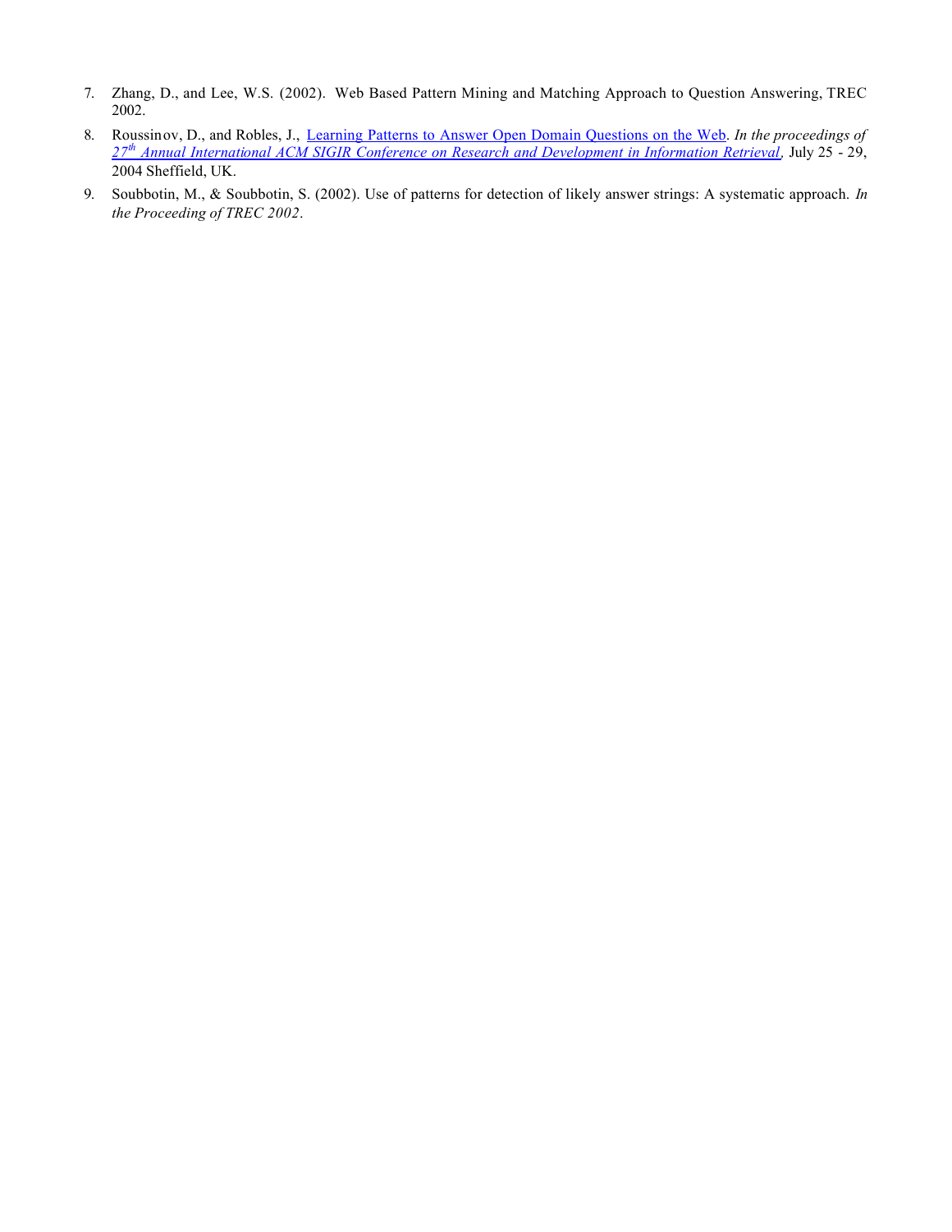7. Zhang, D., and Lee, W.S. (2002). Web Based Pattern Mining and Matching Approach to Question Answering, TREC 2002.

8. Roussinov, D., and Robles, J., Learning Patterns to Answer Open Domain Questions on the Web. *In the proceedings of 27th Annual International ACM SIGIR Conference on Research and Development in Information Retrieval*, July 25 - 29, 2004 Sheffield, UK.

9. Soubbotin, M., & Soubbotin, S. (2002). Use of patterns for detection of likely answer strings: A systematic approach. *In the Proceeding of TREC 2002*.